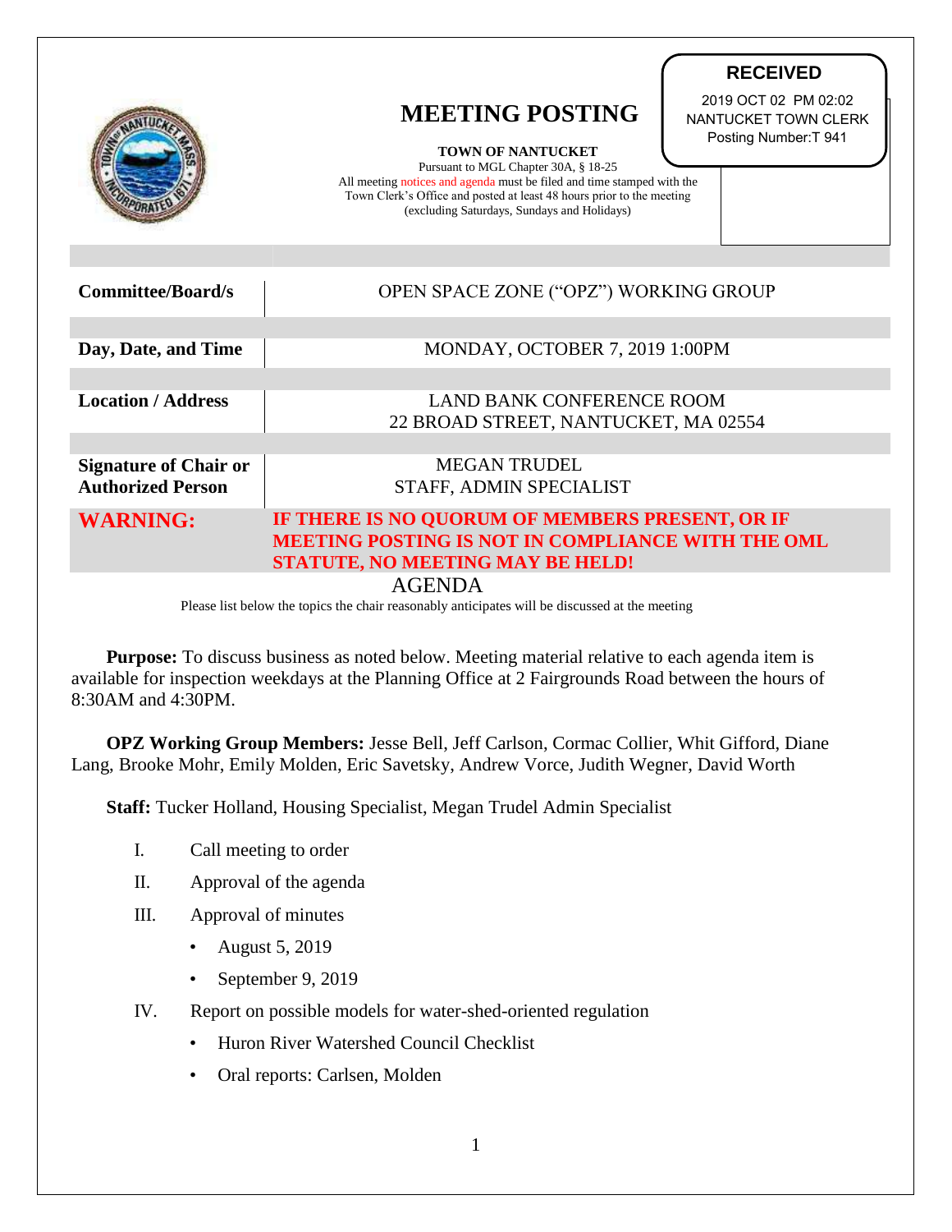**RECEIVED**

2019 OCT 02 PM 02:02
NANTUCKET TOWN CLERK
Posting Number:T 941

# MEETING POSTING

**TOWN OF NANTUCKET**

Pursuant to MGL Chapter 30A, § 18-25
All meeting notices and agenda must be filed and time stamped with the Town Clerk's Office and posted at least 48 hours prior to the meeting (excluding Saturdays, Sundays and Holidays)

| | |
|---|---|
| **Committee/Board/s** | OPEN SPACE ZONE ("OPZ") WORKING GROUP |
| **Day, Date, and Time** | MONDAY, OCTOBER 7, 2019 1:00PM |
| **Location / Address** | LAND BANK CONFERENCE ROOM<br>22 BROAD STREET, NANTUCKET, MA 02554 |
| **Signature of Chair or Authorized Person** | MEGAN TRUDEL<br>STAFF, ADMIN SPECIALIST |
| **WARNING:** | **IF THERE IS NO QUORUM OF MEMBERS PRESENT, OR IF MEETING POSTING IS NOT IN COMPLIANCE WITH THE OML STATUTE, NO MEETING MAY BE HELD!** |

## AGENDA

Please list below the topics the chair reasonably anticipates will be discussed at the meeting

**Purpose:** To discuss business as noted below. Meeting material relative to each agenda item is available for inspection weekdays at the Planning Office at 2 Fairgrounds Road between the hours of 8:30AM and 4:30PM.

**OPZ Working Group Members:** Jesse Bell, Jeff Carlson, Cormac Collier, Whit Gifford, Diane Lang, Brooke Mohr, Emily Molden, Eric Savetsky, Andrew Vorce, Judith Wegner, David Worth

**Staff:** Tucker Holland, Housing Specialist, Megan Trudel Admin Specialist

I. Call meeting to order

II. Approval of the agenda

III. Approval of minutes
- August 5, 2019
- September 9, 2019

IV. Report on possible models for water-shed-oriented regulation
- Huron River Watershed Council Checklist
- Oral reports: Carlsen, Molden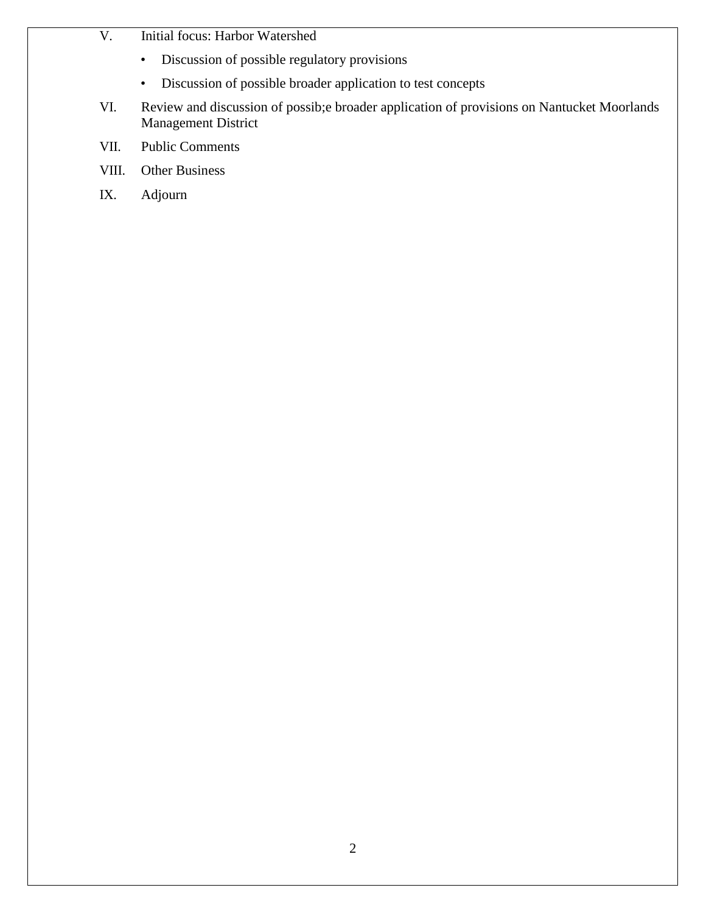V. Initial focus: Harbor Watershed

- Discussion of possible regulatory provisions
- Discussion of possible broader application to test concepts

VI. Review and discussion of possib;e broader application of provisions on Nantucket Moorlands Management District

VII. Public Comments

VIII. Other Business

IX. Adjourn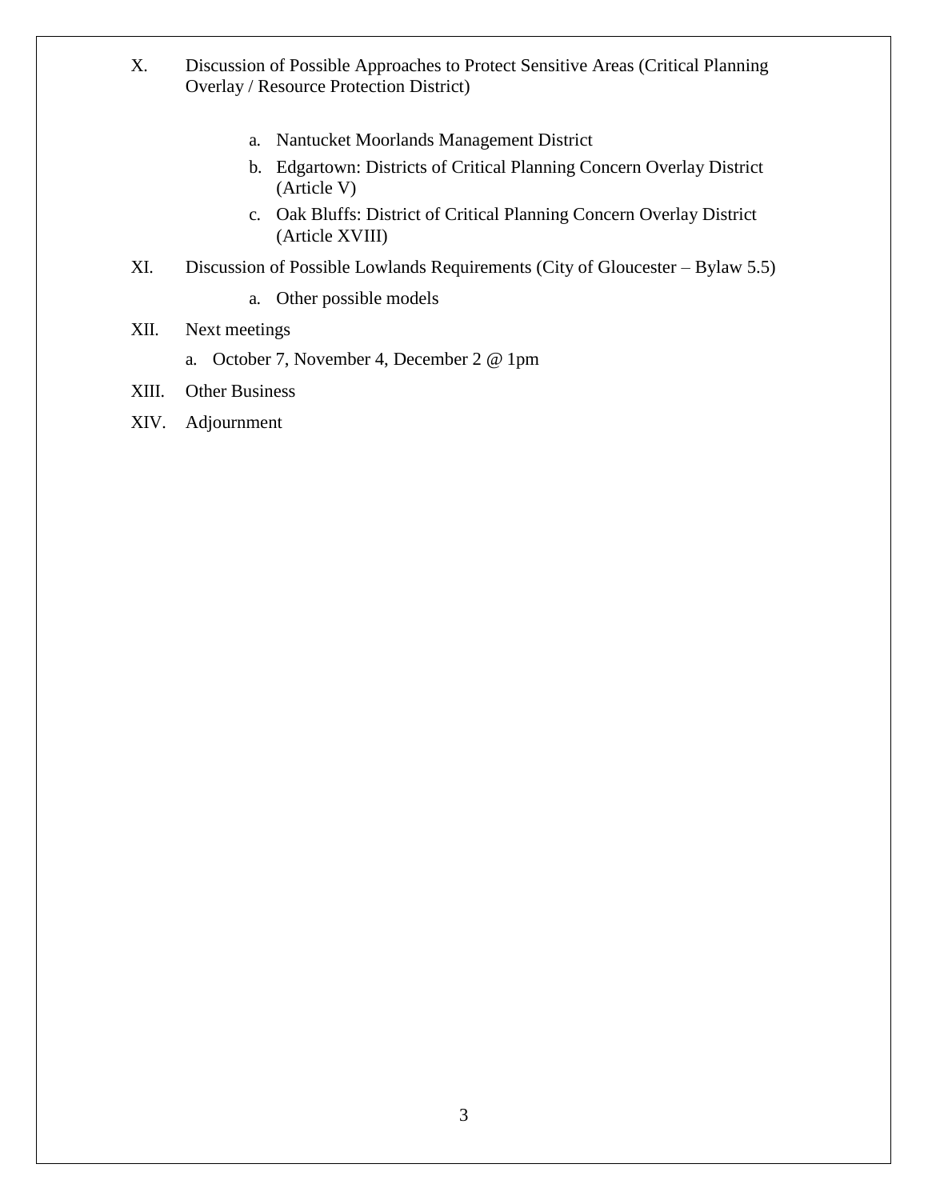X. Discussion of Possible Approaches to Protect Sensitive Areas (Critical Planning Overlay / Resource Protection District)

   a. Nantucket Moorlands Management District
   b. Edgartown: Districts of Critical Planning Concern Overlay District (Article V)
   c. Oak Bluffs: District of Critical Planning Concern Overlay District (Article XVIII)

XI. Discussion of Possible Lowlands Requirements (City of Gloucester – Bylaw 5.5)

   a. Other possible models

XII. Next meetings

   a. October 7, November 4, December 2 @ 1pm

XIII. Other Business

XIV. Adjournment